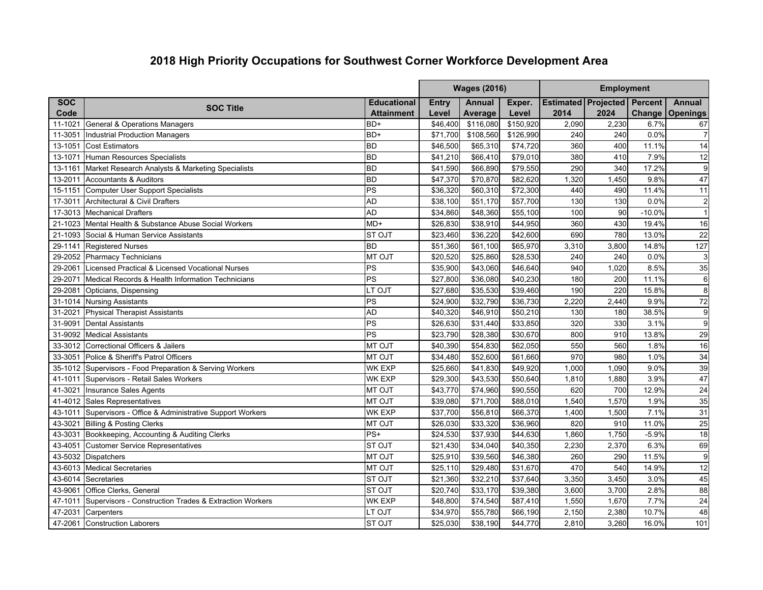# 2018 High Priority Occupations for Southwest Corner Workforce Development Area

| | | | Wages (2016) | | | Employment | | | |
|---|---|---|---|---|---|---|---|---|---|
| SOC Code | SOC Title | Educational Attainment | Entry Level | Annual Average | Exper. Level | Estimated 2014 | Projected 2024 | Percent Change | Annual Openings |
| 11-1021 | General & Operations Managers | BD+ | $46,400 | $116,080 | $150,920 | 2,090 | 2,230 | 6.7% | 67 |
| 11-3051 | Industrial Production Managers | BD+ | $71,700 | $108,560 | $126,990 | 240 | 240 | 0.0% | 7 |
| 13-1051 | Cost Estimators | BD | $46,500 | $65,310 | $74,720 | 360 | 400 | 11.1% | 14 |
| 13-1071 | Human Resources Specialists | BD | $41,210 | $66,410 | $79,010 | 380 | 410 | 7.9% | 12 |
| 13-1161 | Market Research Analysts & Marketing Specialists | BD | $41,590 | $66,890 | $79,550 | 290 | 340 | 17.2% | 9 |
| 13-2011 | Accountants & Auditors | BD | $47,370 | $70,870 | $82,620 | 1,320 | 1,450 | 9.8% | 47 |
| 15-1151 | Computer User Support Specialists | PS | $36,320 | $60,310 | $72,300 | 440 | 490 | 11.4% | 11 |
| 17-3011 | Architectural & Civil Drafters | AD | $38,100 | $51,170 | $57,700 | 130 | 130 | 0.0% | 2 |
| 17-3013 | Mechanical Drafters | AD | $34,860 | $48,360 | $55,100 | 100 | 90 | -10.0% | 1 |
| 21-1023 | Mental Health & Substance Abuse Social Workers | MD+ | $26,830 | $38,910 | $44,950 | 360 | 430 | 19.4% | 16 |
| 21-1093 | Social & Human Service Assistants | ST OJT | $23,460 | $36,220 | $42,600 | 690 | 780 | 13.0% | 22 |
| 29-1141 | Registered Nurses | BD | $51,360 | $61,100 | $65,970 | 3,310 | 3,800 | 14.8% | 127 |
| 29-2052 | Pharmacy Technicians | MT OJT | $20,520 | $25,860 | $28,530 | 240 | 240 | 0.0% | 3 |
| 29-2061 | Licensed Practical & Licensed Vocational Nurses | PS | $35,900 | $43,060 | $46,640 | 940 | 1,020 | 8.5% | 35 |
| 29-2071 | Medical Records & Health Information Technicians | PS | $27,800 | $36,080 | $40,230 | 180 | 200 | 11.1% | 6 |
| 29-2081 | Opticians, Dispensing | LT OJT | $27,680 | $35,530 | $39,460 | 190 | 220 | 15.8% | 8 |
| 31-1014 | Nursing Assistants | PS | $24,900 | $32,790 | $36,730 | 2,220 | 2,440 | 9.9% | 72 |
| 31-2021 | Physical Therapist Assistants | AD | $40,320 | $46,910 | $50,210 | 130 | 180 | 38.5% | 9 |
| 31-9091 | Dental Assistants | PS | $26,630 | $31,440 | $33,850 | 320 | 330 | 3.1% | 9 |
| 31-9092 | Medical Assistants | PS | $23,790 | $28,380 | $30,670 | 800 | 910 | 13.8% | 29 |
| 33-3012 | Correctional Officers & Jailers | MT OJT | $40,390 | $54,830 | $62,050 | 550 | 560 | 1.8% | 16 |
| 33-3051 | Police & Sheriff's Patrol Officers | MT OJT | $34,480 | $52,600 | $61,660 | 970 | 980 | 1.0% | 34 |
| 35-1012 | Supervisors - Food Preparation & Serving Workers | WK EXP | $25,660 | $41,830 | $49,920 | 1,000 | 1,090 | 9.0% | 39 |
| 41-1011 | Supervisors - Retail Sales Workers | WK EXP | $29,300 | $43,530 | $50,640 | 1,810 | 1,880 | 3.9% | 47 |
| 41-3021 | Insurance Sales Agents | MT OJT | $43,770 | $74,960 | $90,550 | 620 | 700 | 12.9% | 24 |
| 41-4012 | Sales Representatives | MT OJT | $39,080 | $71,700 | $88,010 | 1,540 | 1,570 | 1.9% | 35 |
| 43-1011 | Supervisors - Office & Administrative Support Workers | WK EXP | $37,700 | $56,810 | $66,370 | 1,400 | 1,500 | 7.1% | 31 |
| 43-3021 | Billing & Posting Clerks | MT OJT | $26,030 | $33,320 | $36,960 | 820 | 910 | 11.0% | 25 |
| 43-3031 | Bookkeeping, Accounting & Auditing Clerks | PS+ | $24,530 | $37,930 | $44,630 | 1,860 | 1,750 | -5.9% | 18 |
| 43-4051 | Customer Service Representatives | ST OJT | $21,430 | $34,040 | $40,350 | 2,230 | 2,370 | 6.3% | 69 |
| 43-5032 | Dispatchers | MT OJT | $25,910 | $39,560 | $46,380 | 260 | 290 | 11.5% | 9 |
| 43-6013 | Medical Secretaries | MT OJT | $25,110 | $29,480 | $31,670 | 470 | 540 | 14.9% | 12 |
| 43-6014 | Secretaries | ST OJT | $21,360 | $32,210 | $37,640 | 3,350 | 3,450 | 3.0% | 45 |
| 43-9061 | Office Clerks, General | ST OJT | $20,740 | $33,170 | $39,380 | 3,600 | 3,700 | 2.8% | 88 |
| 47-1011 | Supervisors - Construction Trades & Extraction Workers | WK EXP | $48,800 | $74,540 | $87,410 | 1,550 | 1,670 | 7.7% | 24 |
| 47-2031 | Carpenters | LT OJT | $34,970 | $55,780 | $66,190 | 2,150 | 2,380 | 10.7% | 48 |
| 47-2061 | Construction Laborers | ST OJT | $25,030 | $38,190 | $44,770 | 2,810 | 3,260 | 16.0% | 101 |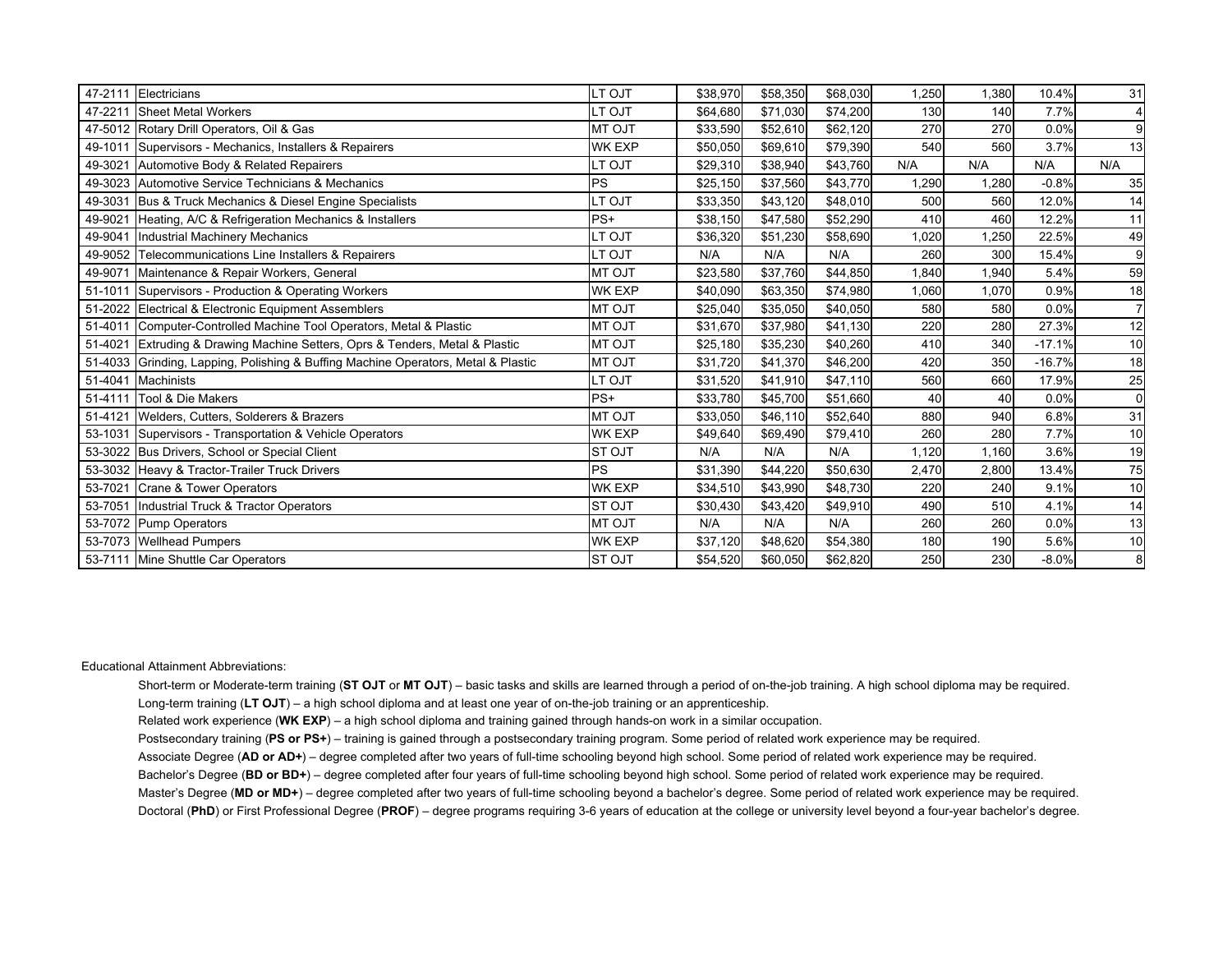| | | | | | | | | | |
|---|---|---|---|---|---|---|---|---|---|
| 47-2111 | Electricians | LT OJT | $38,970 | $58,350 | $68,030 | 1,250 | 1,380 | 10.4% | 31 |
| 47-2211 | Sheet Metal Workers | LT OJT | $64,680 | $71,030 | $74,200 | 130 | 140 | 7.7% | 4 |
| 47-5012 | Rotary Drill Operators, Oil & Gas | MT OJT | $33,590 | $52,610 | $62,120 | 270 | 270 | 0.0% | 9 |
| 49-1011 | Supervisors - Mechanics, Installers & Repairers | WK EXP | $50,050 | $69,610 | $79,390 | 540 | 560 | 3.7% | 13 |
| 49-3021 | Automotive Body & Related Repairers | LT OJT | $29,310 | $38,940 | $43,760 | N/A | N/A | N/A | N/A |
| 49-3023 | Automotive Service Technicians & Mechanics | PS | $25,150 | $37,560 | $43,770 | 1,290 | 1,280 | -0.8% | 35 |
| 49-3031 | Bus & Truck Mechanics & Diesel Engine Specialists | LT OJT | $33,350 | $43,120 | $48,010 | 500 | 560 | 12.0% | 14 |
| 49-9021 | Heating, A/C & Refrigeration Mechanics & Installers | PS+ | $38,150 | $47,580 | $52,290 | 410 | 460 | 12.2% | 11 |
| 49-9041 | Industrial Machinery Mechanics | LT OJT | $36,320 | $51,230 | $58,690 | 1,020 | 1,250 | 22.5% | 49 |
| 49-9052 | Telecommunications Line Installers & Repairers | LT OJT | N/A | N/A | N/A | 260 | 300 | 15.4% | 9 |
| 49-9071 | Maintenance & Repair Workers, General | MT OJT | $23,580 | $37,760 | $44,850 | 1,840 | 1,940 | 5.4% | 59 |
| 51-1011 | Supervisors - Production & Operating Workers | WK EXP | $40,090 | $63,350 | $74,980 | 1,060 | 1,070 | 0.9% | 18 |
| 51-2022 | Electrical & Electronic Equipment Assemblers | MT OJT | $25,040 | $35,050 | $40,050 | 580 | 580 | 0.0% | 7 |
| 51-4011 | Computer-Controlled Machine Tool Operators, Metal & Plastic | MT OJT | $31,670 | $37,980 | $41,130 | 220 | 280 | 27.3% | 12 |
| 51-4021 | Extruding & Drawing Machine Setters, Oprs & Tenders, Metal & Plastic | MT OJT | $25,180 | $35,230 | $40,260 | 410 | 340 | -17.1% | 10 |
| 51-4033 | Grinding, Lapping, Polishing & Buffing Machine Operators, Metal & Plastic | MT OJT | $31,720 | $41,370 | $46,200 | 420 | 350 | -16.7% | 18 |
| 51-4041 | Machinists | LT OJT | $31,520 | $41,910 | $47,110 | 560 | 660 | 17.9% | 25 |
| 51-4111 | Tool & Die Makers | PS+ | $33,780 | $45,700 | $51,660 | 40 | 40 | 0.0% | 0 |
| 51-4121 | Welders, Cutters, Solderers & Brazers | MT OJT | $33,050 | $46,110 | $52,640 | 880 | 940 | 6.8% | 31 |
| 53-1031 | Supervisors - Transportation & Vehicle Operators | WK EXP | $49,640 | $69,490 | $79,410 | 260 | 280 | 7.7% | 10 |
| 53-3022 | Bus Drivers, School or Special Client | ST OJT | N/A | N/A | N/A | 1,120 | 1,160 | 3.6% | 19 |
| 53-3032 | Heavy & Tractor-Trailer Truck Drivers | PS | $31,390 | $44,220 | $50,630 | 2,470 | 2,800 | 13.4% | 75 |
| 53-7021 | Crane & Tower Operators | WK EXP | $34,510 | $43,990 | $48,730 | 220 | 240 | 9.1% | 10 |
| 53-7051 | Industrial Truck & Tractor Operators | ST OJT | $30,430 | $43,420 | $49,910 | 490 | 510 | 4.1% | 14 |
| 53-7072 | Pump Operators | MT OJT | N/A | N/A | N/A | 260 | 260 | 0.0% | 13 |
| 53-7073 | Wellhead Pumpers | WK EXP | $37,120 | $48,620 | $54,380 | 180 | 190 | 5.6% | 10 |
| 53-7111 | Mine Shuttle Car Operators | ST OJT | $54,520 | $60,050 | $62,820 | 250 | 230 | -8.0% | 8 |

Educational Attainment Abbreviations:

Short-term or Moderate-term training (**ST OJT** or **MT OJT**) – basic tasks and skills are learned through a period of on-the-job training. A high school diploma may be required.

Long-term training (**LT OJT**) – a high school diploma and at least one year of on-the-job training or an apprenticeship.

Related work experience (**WK EXP**) – a high school diploma and training gained through hands-on work in a similar occupation.

Postsecondary training (**PS or PS+**) – training is gained through a postsecondary training program. Some period of related work experience may be required.

Associate Degree (**AD or AD+**) – degree completed after two years of full-time schooling beyond high school. Some period of related work experience may be required.

Bachelor's Degree (**BD or BD+**) – degree completed after four years of full-time schooling beyond high school. Some period of related work experience may be required.

Master's Degree (**MD or MD+**) – degree completed after two years of full-time schooling beyond a bachelor's degree. Some period of related work experience may be required.

Doctoral (**PhD**) or First Professional Degree (**PROF**) – degree programs requiring 3-6 years of education at the college or university level beyond a four-year bachelor's degree.